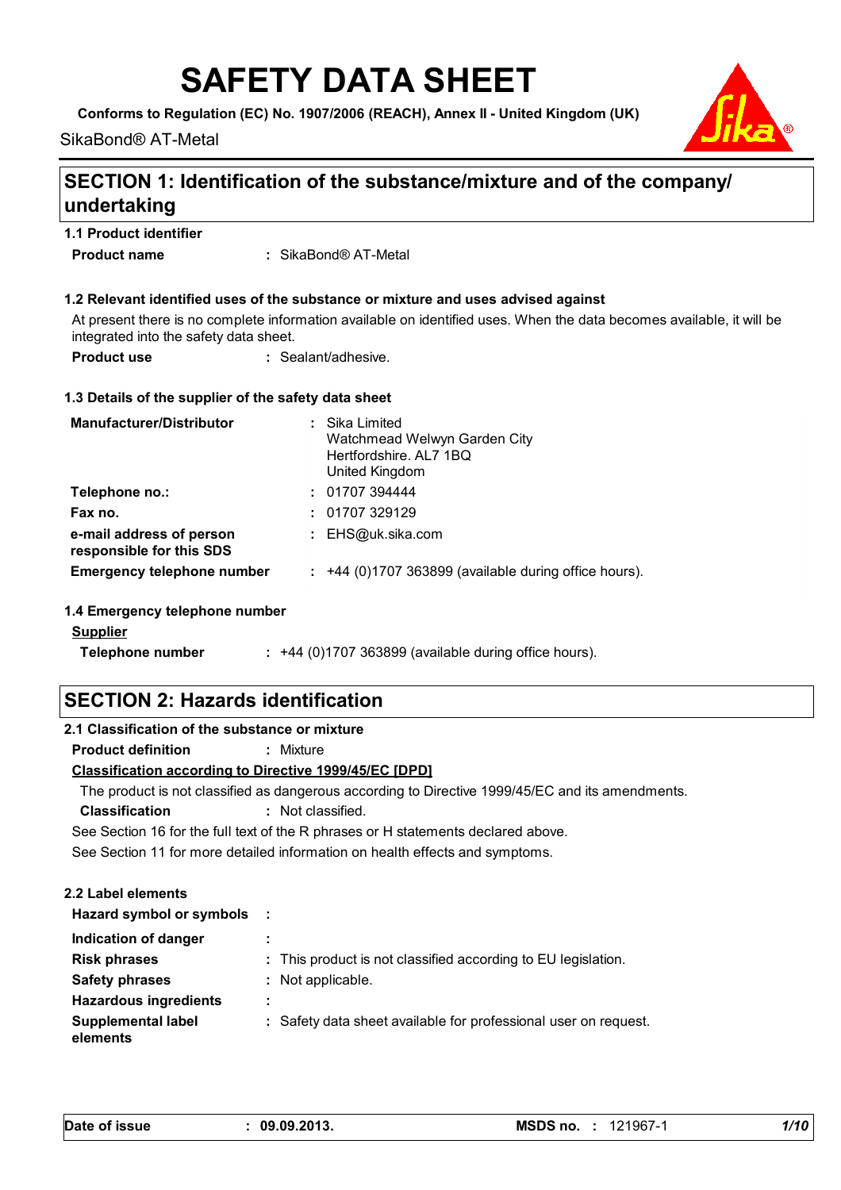# SAFETY DATA SHEET

**Conforms to Regulation (EC) No. 1907/2006 (REACH), Annex II - United Kingdom (UK)**

SikaBond® AT-Metal

## SECTION 1: Identification of the substance/mixture and of the company/ undertaking

### 1.1 Product identifier

**Product name** : SikaBond® AT-Metal

### 1.2 Relevant identified uses of the substance or mixture and uses advised against

At present there is no complete information available on identified uses. When the data becomes available, it will be integrated into the safety data sheet.

**Product use** : Sealant/adhesive.

### 1.3 Details of the supplier of the safety data sheet

**Manufacturer/Distributor** : Sika Limited
Watchmead Welwyn Garden City
Hertfordshire. AL7 1BQ
United Kingdom

**Telephone no.:** : 01707 394444

**Fax no.** : 01707 329129

**e-mail address of person responsible for this SDS** : EHS@uk.sika.com

**Emergency telephone number** : +44 (0)1707 363899 (available during office hours).

### 1.4 Emergency telephone number

**Supplier**

**Telephone number** : +44 (0)1707 363899 (available during office hours).

## SECTION 2: Hazards identification

### 2.1 Classification of the substance or mixture

**Product definition** : Mixture

**Classification according to Directive 1999/45/EC [DPD]**

The product is not classified as dangerous according to Directive 1999/45/EC and its amendments.

**Classification** : Not classified.

See Section 16 for the full text of the R phrases or H statements declared above.

See Section 11 for more detailed information on health effects and symptoms.

### 2.2 Label elements

**Hazard symbol or symbols** :

**Indication of danger** :

**Risk phrases** : This product is not classified according to EU legislation.

**Safety phrases** : Not applicable.

**Hazardous ingredients** :

**Supplemental label elements** : Safety data sheet available for professional user on request.

**Date of issue** : 09.09.2013. **MSDS no.** : 121967-1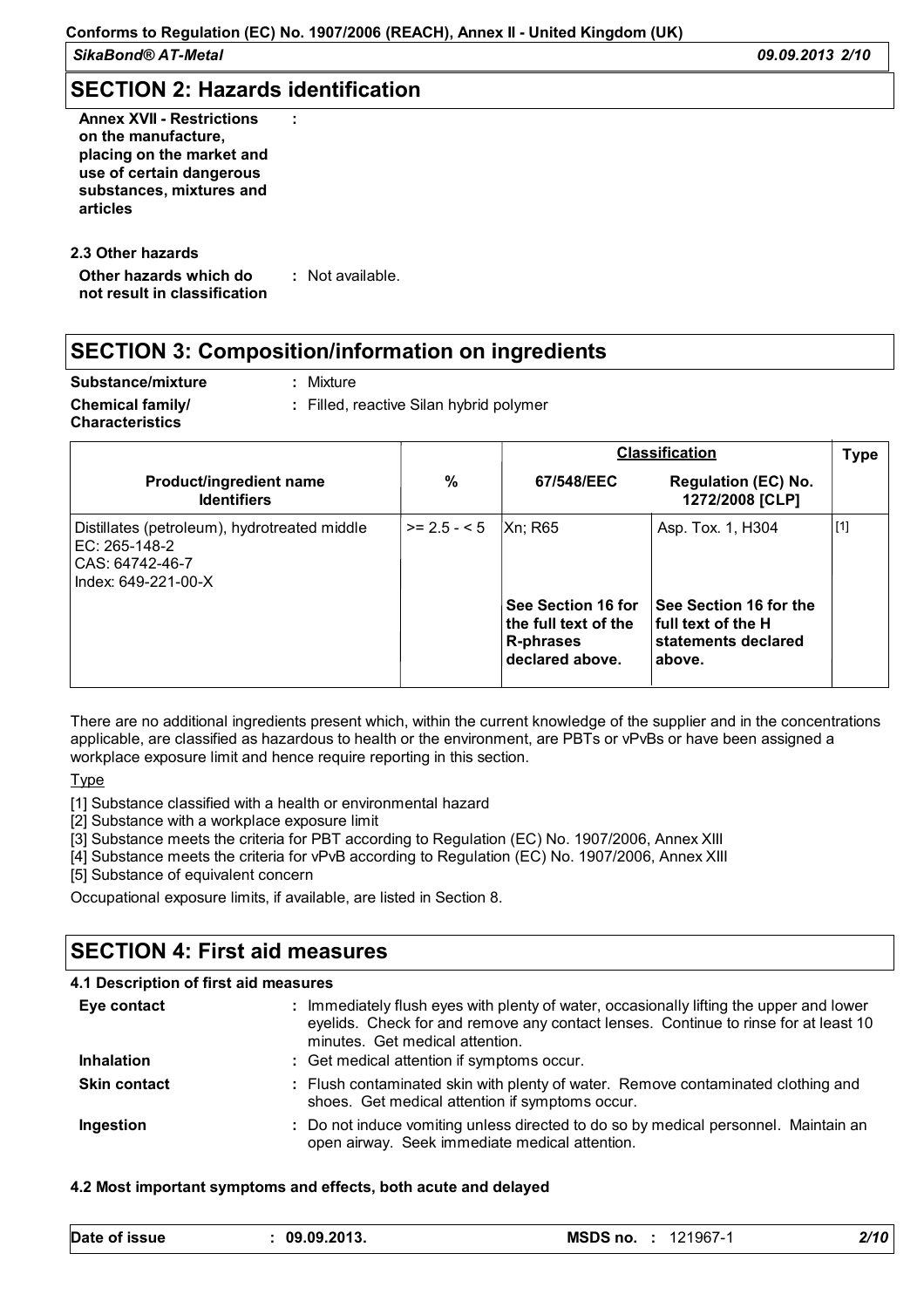## SECTION 2: Hazards identification

**Annex XVII - Restrictions on the manufacture, placing on the market and use of certain dangerous substances, mixtures and articles** :

**2.3 Other hazards**

**Other hazards which do not result in classification** : Not available.

## SECTION 3: Composition/information on ingredients

**Substance/mixture** : Mixture

**Chemical family/ Characteristics** : Filled, reactive Silan hybrid polymer

| Product/ingredient name Identifiers | % | Classification | | Type |
|---|---|---|---|---|
| | | 67/548/EEC | Regulation (EC) No. 1272/2008 [CLP] | |
| Distillates (petroleum), hydrotreated middle EC: 265-148-2 CAS: 64742-46-7 Index: 649-221-00-X | >= 2.5 - < 5 | Xn; R65 | Asp. Tox. 1, H304 | [1] |
| | | **See Section 16 for the full text of the R-phrases declared above.** | **See Section 16 for the full text of the H statements declared above.** | |

There are no additional ingredients present which, within the current knowledge of the supplier and in the concentrations applicable, are classified as hazardous to health or the environment, are PBTs or vPvBs or have been assigned a workplace exposure limit and hence require reporting in this section.

Type

[1] Substance classified with a health or environmental hazard
[2] Substance with a workplace exposure limit
[3] Substance meets the criteria for PBT according to Regulation (EC) No. 1907/2006, Annex XIII
[4] Substance meets the criteria for vPvB according to Regulation (EC) No. 1907/2006, Annex XIII
[5] Substance of equivalent concern

Occupational exposure limits, if available, are listed in Section 8.

## SECTION 4: First aid measures

**4.1 Description of first aid measures**

**Eye contact** : Immediately flush eyes with plenty of water, occasionally lifting the upper and lower eyelids. Check for and remove any contact lenses. Continue to rinse for at least 10 minutes. Get medical attention.

**Inhalation** : Get medical attention if symptoms occur.

**Skin contact** : Flush contaminated skin with plenty of water. Remove contaminated clothing and shoes. Get medical attention if symptoms occur.

**Ingestion** : Do not induce vomiting unless directed to do so by medical personnel. Maintain an open airway. Seek immediate medical attention.

**4.2 Most important symptoms and effects, both acute and delayed**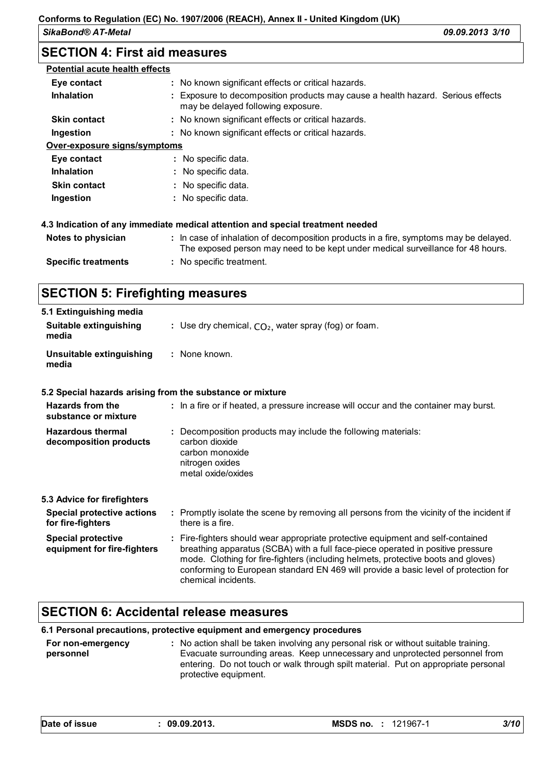## SECTION 4: First aid measures

**Potential acute health effects**

| | |
|---|---|
| **Eye contact** | : No known significant effects or critical hazards. |
| **Inhalation** | : Exposure to decomposition products may cause a health hazard. Serious effects may be delayed following exposure. |
| **Skin contact** | : No known significant effects or critical hazards. |
| **Ingestion** | : No known significant effects or critical hazards. |

**Over-exposure signs/symptoms**

| | |
|---|---|
| **Eye contact** | : No specific data. |
| **Inhalation** | : No specific data. |
| **Skin contact** | : No specific data. |
| **Ingestion** | : No specific data. |

### 4.3 Indication of any immediate medical attention and special treatment needed

| | |
|---|---|
| **Notes to physician** | : In case of inhalation of decomposition products in a fire, symptoms may be delayed. The exposed person may need to be kept under medical surveillance for 48 hours. |
| **Specific treatments** | : No specific treatment. |

## SECTION 5: Firefighting measures

### 5.1 Extinguishing media

| | |
|---|---|
| **Suitable extinguishing media** | : Use dry chemical, $CO_2$, water spray (fog) or foam. |
| **Unsuitable extinguishing media** | : None known. |

### 5.2 Special hazards arising from the substance or mixture

| | |
|---|---|
| **Hazards from the substance or mixture** | : In a fire or if heated, a pressure increase will occur and the container may burst. |
| **Hazardous thermal decomposition products** | : Decomposition products may include the following materials: carbon dioxide, carbon monoxide, nitrogen oxides, metal oxide/oxides |

### 5.3 Advice for firefighters

| | |
|---|---|
| **Special protective actions for fire-fighters** | : Promptly isolate the scene by removing all persons from the vicinity of the incident if there is a fire. |
| **Special protective equipment for fire-fighters** | : Fire-fighters should wear appropriate protective equipment and self-contained breathing apparatus (SCBA) with a full face-piece operated in positive pressure mode. Clothing for fire-fighters (including helmets, protective boots and gloves) conforming to European standard EN 469 will provide a basic level of protection for chemical incidents. |

## SECTION 6: Accidental release measures

### 6.1 Personal precautions, protective equipment and emergency procedures

| | |
|---|---|
| **For non-emergency personnel** | : No action shall be taken involving any personal risk or without suitable training. Evacuate surrounding areas. Keep unnecessary and unprotected personnel from entering. Do not touch or walk through spilt material. Put on appropriate personal protective equipment. |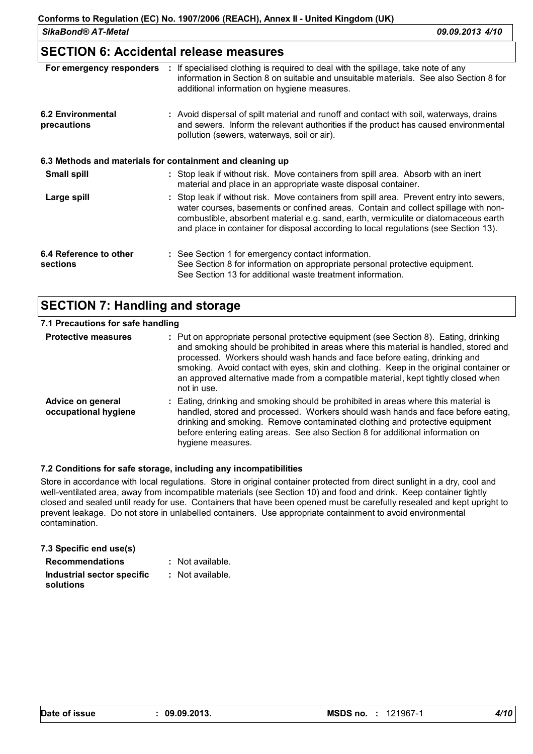## SECTION 6: Accidental release measures

| | |
|---|---|
| **For emergency responders** | If specialised clothing is required to deal with the spillage, take note of any information in Section 8 on suitable and unsuitable materials. See also Section 8 for additional information on hygiene measures. |
| **6.2 Environmental precautions** | Avoid dispersal of spilt material and runoff and contact with soil, waterways, drains and sewers. Inform the relevant authorities if the product has caused environmental pollution (sewers, waterways, soil or air). |

### 6.3 Methods and materials for containment and cleaning up

| | |
|---|---|
| **Small spill** | Stop leak if without risk. Move containers from spill area. Absorb with an inert material and place in an appropriate waste disposal container. |
| **Large spill** | Stop leak if without risk. Move containers from spill area. Prevent entry into sewers, water courses, basements or confined areas. Contain and collect spillage with non-combustible, absorbent material e.g. sand, earth, vermiculite or diatomaceous earth and place in container for disposal according to local regulations (see Section 13). |
| **6.4 Reference to other sections** | See Section 1 for emergency contact information.<br>See Section 8 for information on appropriate personal protective equipment.<br>See Section 13 for additional waste treatment information. |

## SECTION 7: Handling and storage

### 7.1 Precautions for safe handling

| | |
|---|---|
| **Protective measures** | Put on appropriate personal protective equipment (see Section 8). Eating, drinking and smoking should be prohibited in areas where this material is handled, stored and processed. Workers should wash hands and face before eating, drinking and smoking. Avoid contact with eyes, skin and clothing. Keep in the original container or an approved alternative made from a compatible material, kept tightly closed when not in use. |
| **Advice on general occupational hygiene** | Eating, drinking and smoking should be prohibited in areas where this material is handled, stored and processed. Workers should wash hands and face before eating, drinking and smoking. Remove contaminated clothing and protective equipment before entering eating areas. See also Section 8 for additional information on hygiene measures. |

### 7.2 Conditions for safe storage, including any incompatibilities

Store in accordance with local regulations. Store in original container protected from direct sunlight in a dry, cool and well-ventilated area, away from incompatible materials (see Section 10) and food and drink. Keep container tightly closed and sealed until ready for use. Containers that have been opened must be carefully resealed and kept upright to prevent leakage. Do not store in unlabelled containers. Use appropriate containment to avoid environmental contamination.

### 7.3 Specific end use(s)

| | |
|---|---|
| **Recommendations** | Not available. |
| **Industrial sector specific solutions** | Not available. |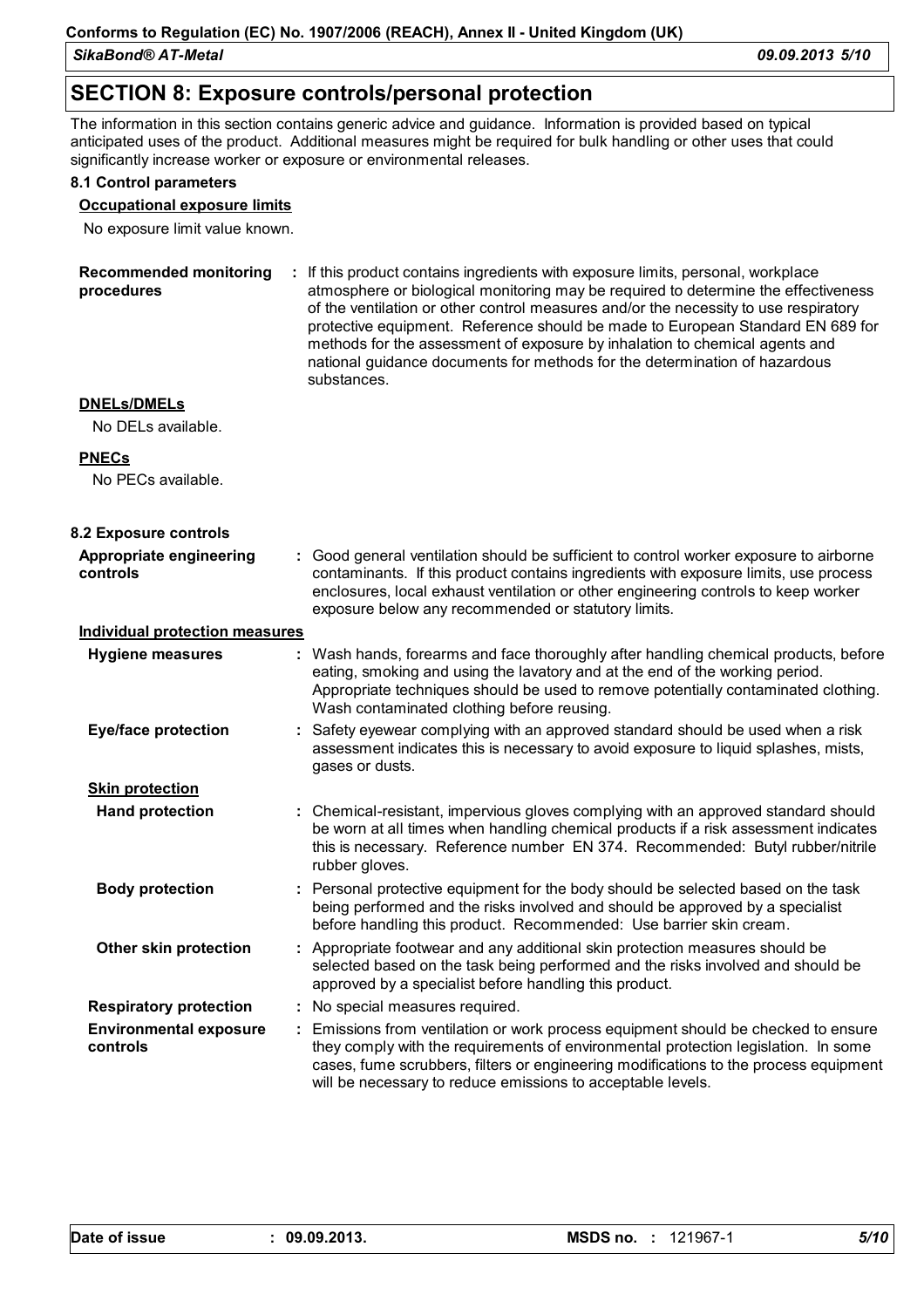## SECTION 8: Exposure controls/personal protection

The information in this section contains generic advice and guidance. Information is provided based on typical anticipated uses of the product. Additional measures might be required for bulk handling or other uses that could significantly increase worker or exposure or environmental releases.

### 8.1 Control parameters

**Occupational exposure limits**

No exposure limit value known.

**Recommended monitoring procedures** : If this product contains ingredients with exposure limits, personal, workplace atmosphere or biological monitoring may be required to determine the effectiveness of the ventilation or other control measures and/or the necessity to use respiratory protective equipment. Reference should be made to European Standard EN 689 for methods for the assessment of exposure by inhalation to chemical agents and national guidance documents for methods for the determination of hazardous substances.

**DNELs/DMELs**

No DELs available.

**PNECs**

No PECs available.

### 8.2 Exposure controls

**Appropriate engineering controls** : Good general ventilation should be sufficient to control worker exposure to airborne contaminants. If this product contains ingredients with exposure limits, use process enclosures, local exhaust ventilation or other engineering controls to keep worker exposure below any recommended or statutory limits.

**Individual protection measures**

**Hygiene measures** : Wash hands, forearms and face thoroughly after handling chemical products, before eating, smoking and using the lavatory and at the end of the working period. Appropriate techniques should be used to remove potentially contaminated clothing. Wash contaminated clothing before reusing.

**Eye/face protection** : Safety eyewear complying with an approved standard should be used when a risk assessment indicates this is necessary to avoid exposure to liquid splashes, mists, gases or dusts.

**Skin protection**

**Hand protection** : Chemical-resistant, impervious gloves complying with an approved standard should be worn at all times when handling chemical products if a risk assessment indicates this is necessary. Reference number EN 374. Recommended: Butyl rubber/nitrile rubber gloves.

**Body protection** : Personal protective equipment for the body should be selected based on the task being performed and the risks involved and should be approved by a specialist before handling this product. Recommended: Use barrier skin cream.

**Other skin protection** : Appropriate footwear and any additional skin protection measures should be selected based on the task being performed and the risks involved and should be approved by a specialist before handling this product.

**Respiratory protection** : No special measures required.

**Environmental exposure controls** : Emissions from ventilation or work process equipment should be checked to ensure they comply with the requirements of environmental protection legislation. In some cases, fume scrubbers, filters or engineering modifications to the process equipment will be necessary to reduce emissions to acceptable levels.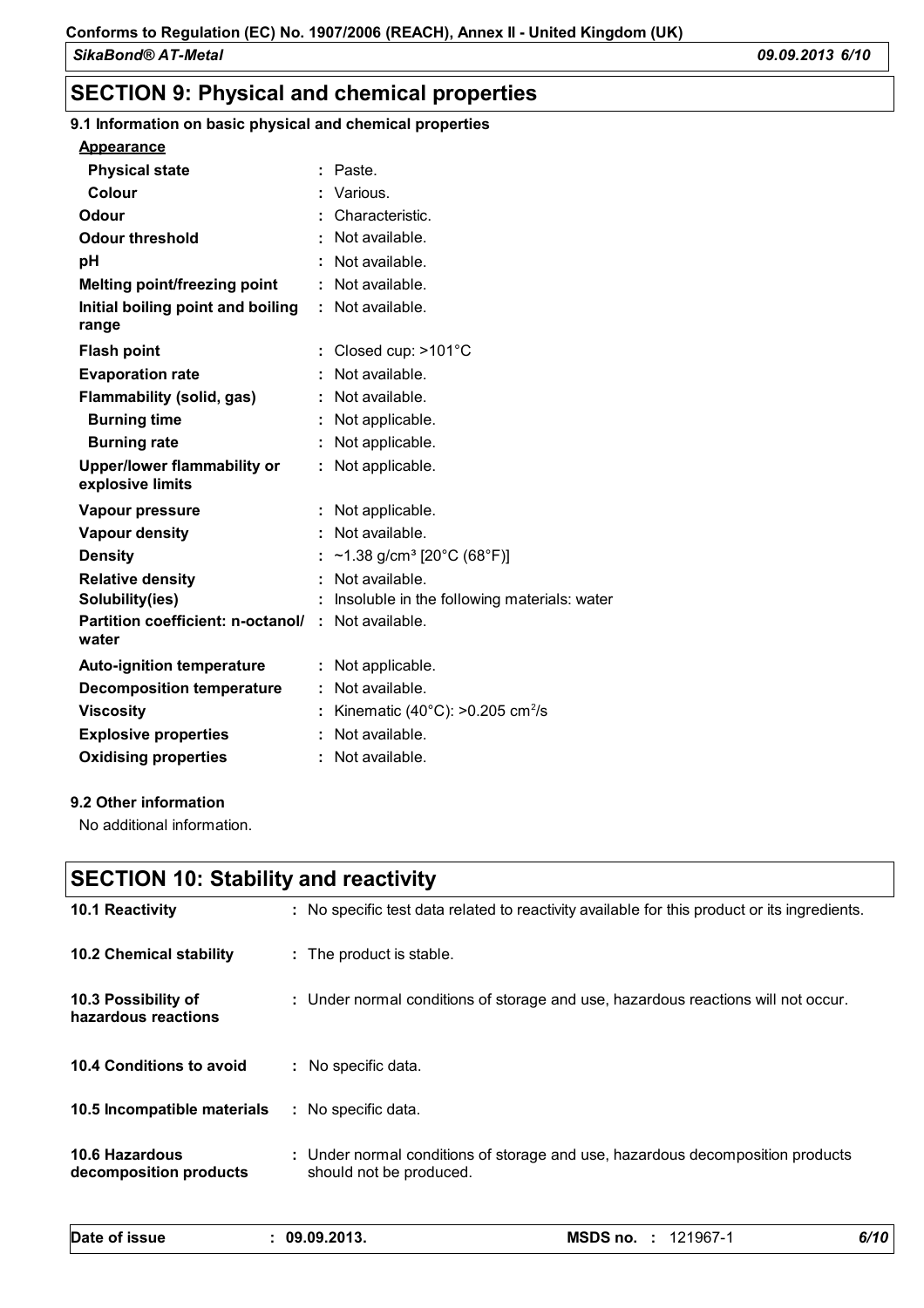## SECTION 9: Physical and chemical properties

### 9.1 Information on basic physical and chemical properties

**Appearance**

| | |
|---|---|
| **Physical state** | : Paste. |
| **Colour** | : Various. |
| **Odour** | : Characteristic. |
| **Odour threshold** | : Not available. |
| **pH** | : Not available. |
| **Melting point/freezing point** | : Not available. |
| **Initial boiling point and boiling range** | : Not available. |
| **Flash point** | : Closed cup: >101°C |
| **Evaporation rate** | : Not available. |
| **Flammability (solid, gas)** | : Not available. |
| **Burning time** | : Not applicable. |
| **Burning rate** | : Not applicable. |
| **Upper/lower flammability or explosive limits** | : Not applicable. |
| **Vapour pressure** | : Not applicable. |
| **Vapour density** | : Not available. |
| **Density** | : ~1.38 g/cm³ [20°C (68°F)] |
| **Relative density** | : Not available. |
| **Solubility(ies)** | : Insoluble in the following materials: water |
| **Partition coefficient: n-octanol/water** | : Not available. |
| **Auto-ignition temperature** | : Not applicable. |
| **Decomposition temperature** | : Not available. |
| **Viscosity** | : Kinematic (40°C): >0.205 cm²/s |
| **Explosive properties** | : Not available. |
| **Oxidising properties** | : Not available. |

### 9.2 Other information

No additional information.

## SECTION 10: Stability and reactivity

| | |
|---|---|
| **10.1 Reactivity** | : No specific test data related to reactivity available for this product or its ingredients. |
| **10.2 Chemical stability** | : The product is stable. |
| **10.3 Possibility of hazardous reactions** | : Under normal conditions of storage and use, hazardous reactions will not occur. |
| **10.4 Conditions to avoid** | : No specific data. |
| **10.5 Incompatible materials** | : No specific data. |
| **10.6 Hazardous decomposition products** | : Under normal conditions of storage and use, hazardous decomposition products should not be produced. |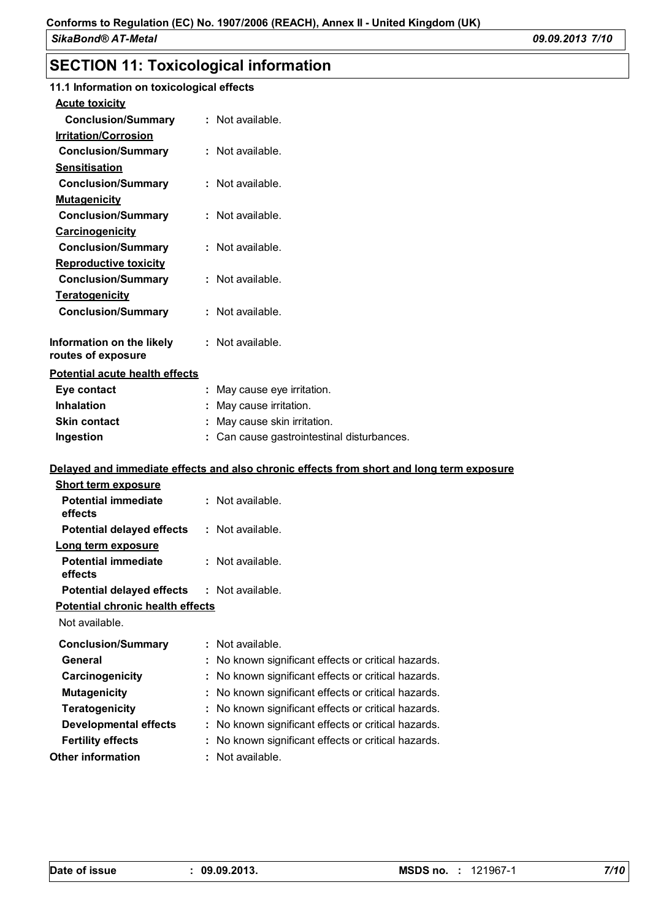## SECTION 11: Toxicological information

### 11.1 Information on toxicological effects

**Acute toxicity**

**Conclusion/Summary** : Not available.

**Irritation/Corrosion**

**Conclusion/Summary** : Not available.

**Sensitisation**

**Conclusion/Summary** : Not available.

**Mutagenicity**

**Conclusion/Summary** : Not available.

**Carcinogenicity**

**Conclusion/Summary** : Not available.

**Reproductive toxicity**

**Conclusion/Summary** : Not available.

**Teratogenicity**

**Conclusion/Summary** : Not available.

**Information on the likely routes of exposure** : Not available.

**Potential acute health effects**

**Eye contact** : May cause eye irritation.

**Inhalation** : May cause irritation.

**Skin contact** : May cause skin irritation.

**Ingestion** : Can cause gastrointestinal disturbances.

**Delayed and immediate effects and also chronic effects from short and long term exposure**

**Short term exposure**

**Potential immediate effects** : Not available.

**Potential delayed effects** : Not available.

**Long term exposure**

**Potential immediate effects** : Not available.

**Potential delayed effects** : Not available.

**Potential chronic health effects**

Not available.

**Conclusion/Summary** : Not available.

**General** : No known significant effects or critical hazards.

**Carcinogenicity** : No known significant effects or critical hazards.

**Mutagenicity** : No known significant effects or critical hazards.

**Teratogenicity** : No known significant effects or critical hazards.

**Developmental effects** : No known significant effects or critical hazards.

**Fertility effects** : No known significant effects or critical hazards.

**Other information** : Not available.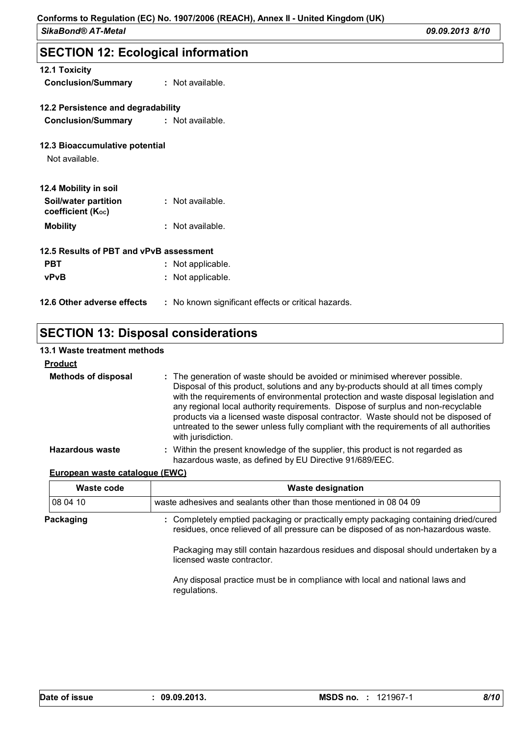## SECTION 12: Ecological information

### 12.1 Toxicity

**Conclusion/Summary** : Not available.

### 12.2 Persistence and degradability

**Conclusion/Summary** : Not available.

### 12.3 Bioaccumulative potential

Not available.

### 12.4 Mobility in soil

**Soil/water partition coefficient ($K_{OC}$)** : Not available.

**Mobility** : Not available.

### 12.5 Results of PBT and vPvB assessment

**PBT** : Not applicable.

**vPvB** : Not applicable.

### 12.6 Other adverse effects

: No known significant effects or critical hazards.

## SECTION 13: Disposal considerations

### 13.1 Waste treatment methods

**Product**

**Methods of disposal** : The generation of waste should be avoided or minimised wherever possible. Disposal of this product, solutions and any by-products should at all times comply with the requirements of environmental protection and waste disposal legislation and any regional local authority requirements. Dispose of surplus and non-recyclable products via a licensed waste disposal contractor. Waste should not be disposed of untreated to the sewer unless fully compliant with the requirements of all authorities with jurisdiction.

**Hazardous waste** : Within the present knowledge of the supplier, this product is not regarded as hazardous waste, as defined by EU Directive 91/689/EEC.

**European waste catalogue (EWC)**

| Waste code | Waste designation |
|---|---|
| 08 04 10 | waste adhesives and sealants other than those mentioned in 08 04 09 |

**Packaging** : Completely emptied packaging or practically empty packaging containing dried/cured residues, once relieved of all pressure can be disposed of as non-hazardous waste.

Packaging may still contain hazardous residues and disposal should undertaken by a licensed waste contractor.

Any disposal practice must be in compliance with local and national laws and regulations.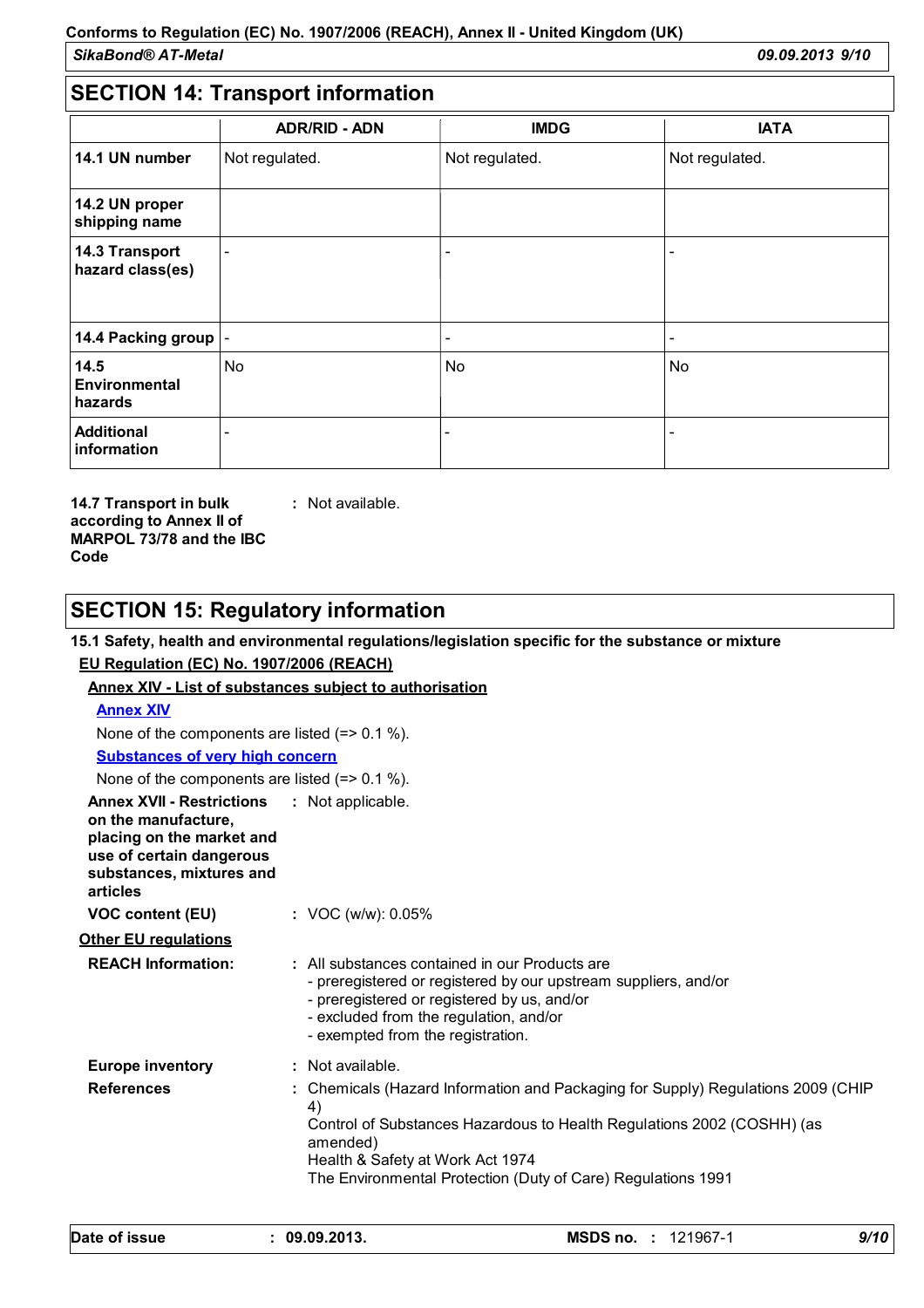## SECTION 14: Transport information

| | ADR/RID - ADN | IMDG | IATA |
|---|---|---|---|
| **14.1 UN number** | Not regulated. | Not regulated. | Not regulated. |
| **14.2 UN proper shipping name** | | | |
| **14.3 Transport hazard class(es)** | - | - | - |
| **14.4 Packing group** | - | - | - |
| **14.5 Environmental hazards** | No | No | No |
| **Additional information** | - | - | - |

**14.7 Transport in bulk according to Annex II of MARPOL 73/78 and the IBC Code** : Not available.

## SECTION 15: Regulatory information

**15.1 Safety, health and environmental regulations/legislation specific for the substance or mixture**

**EU Regulation (EC) No. 1907/2006 (REACH)**

**Annex XIV - List of substances subject to authorisation**

**Annex XIV**

None of the components are listed (=> 0.1 %).

**Substances of very high concern**

None of the components are listed (=> 0.1 %).

**Annex XVII - Restrictions on the manufacture, placing on the market and use of certain dangerous substances, mixtures and articles** : Not applicable.

**VOC content (EU)** : VOC (w/w): 0.05%

**Other EU regulations**

**REACH Information:** : All substances contained in our Products are
- preregistered or registered by our upstream suppliers, and/or
- preregistered or registered by us, and/or
- excluded from the regulation, and/or
- exempted from the registration.

**Europe inventory** : Not available.

**References** : Chemicals (Hazard Information and Packaging for Supply) Regulations 2009 (CHIP 4)
Control of Substances Hazardous to Health Regulations 2002 (COSHH) (as amended)
Health & Safety at Work Act 1974
The Environmental Protection (Duty of Care) Regulations 1991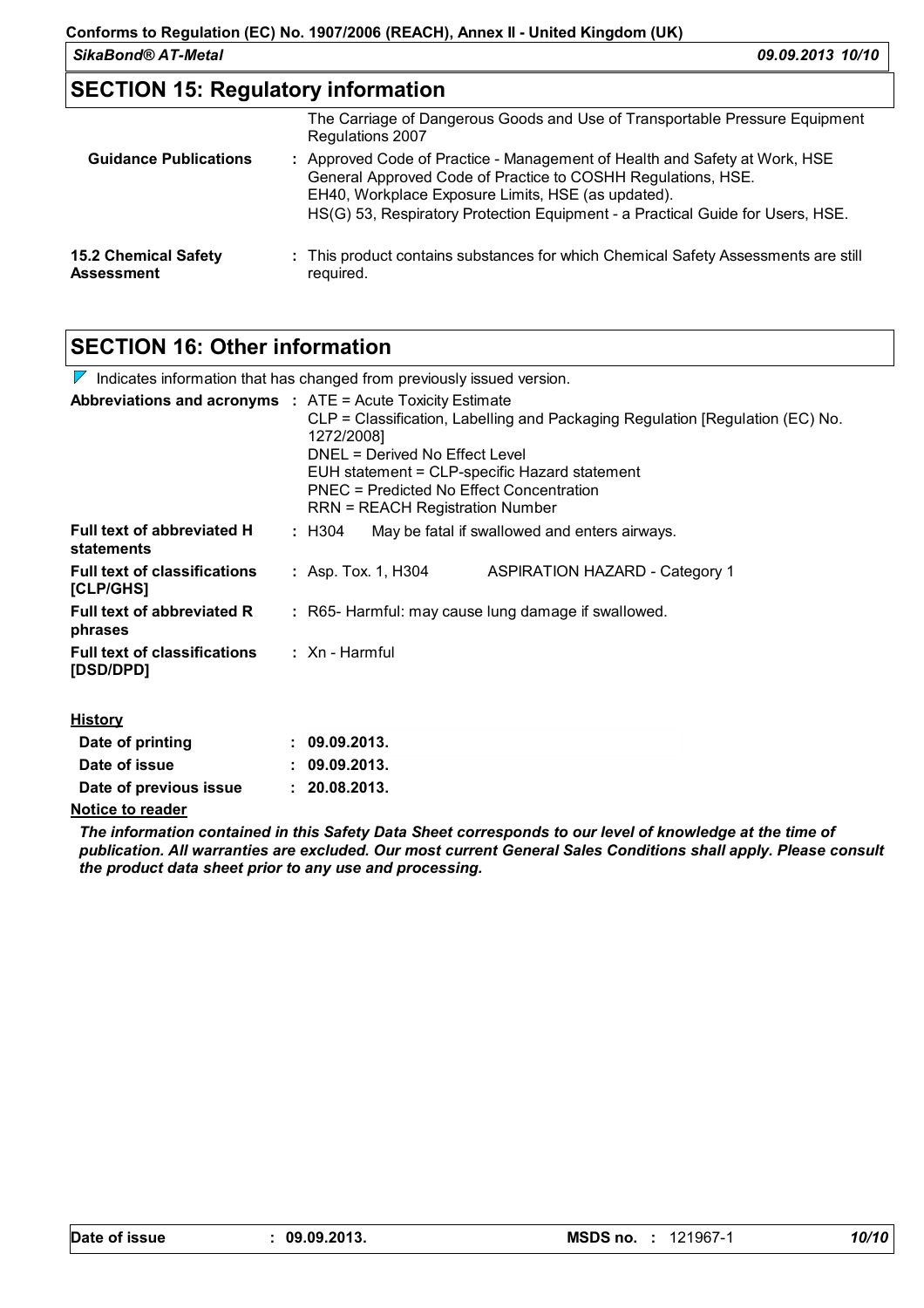## SECTION 15: Regulatory information

The Carriage of Dangerous Goods and Use of Transportable Pressure Equipment Regulations 2007

**Guidance Publications** : Approved Code of Practice - Management of Health and Safety at Work, HSE
General Approved Code of Practice to COSHH Regulations, HSE.
EH40, Workplace Exposure Limits, HSE (as updated).
HS(G) 53, Respiratory Protection Equipment - a Practical Guide for Users, HSE.

**15.2 Chemical Safety Assessment** : This product contains substances for which Chemical Safety Assessments are still required.

## SECTION 16: Other information

Indicates information that has changed from previously issued version.

**Abbreviations and acronyms** : ATE = Acute Toxicity Estimate
CLP = Classification, Labelling and Packaging Regulation [Regulation (EC) No. 1272/2008]
DNEL = Derived No Effect Level
EUH statement = CLP-specific Hazard statement
PNEC = Predicted No Effect Concentration
RRN = REACH Registration Number

**Full text of abbreviated H statements** : H304 May be fatal if swallowed and enters airways.

**Full text of classifications [CLP/GHS]** : Asp. Tox. 1, H304 ASPIRATION HAZARD - Category 1

**Full text of abbreviated R phrases** : R65- Harmful: may cause lung damage if swallowed.

**Full text of classifications [DSD/DPD]** : Xn - Harmful

**History**

**Date of printing** : **09.09.2013.**

**Date of issue** : **09.09.2013.**

**Date of previous issue** : **20.08.2013.**

**Notice to reader**

***The information contained in this Safety Data Sheet corresponds to our level of knowledge at the time of publication. All warranties are excluded. Our most current General Sales Conditions shall apply. Please consult the product data sheet prior to any use and processing.***